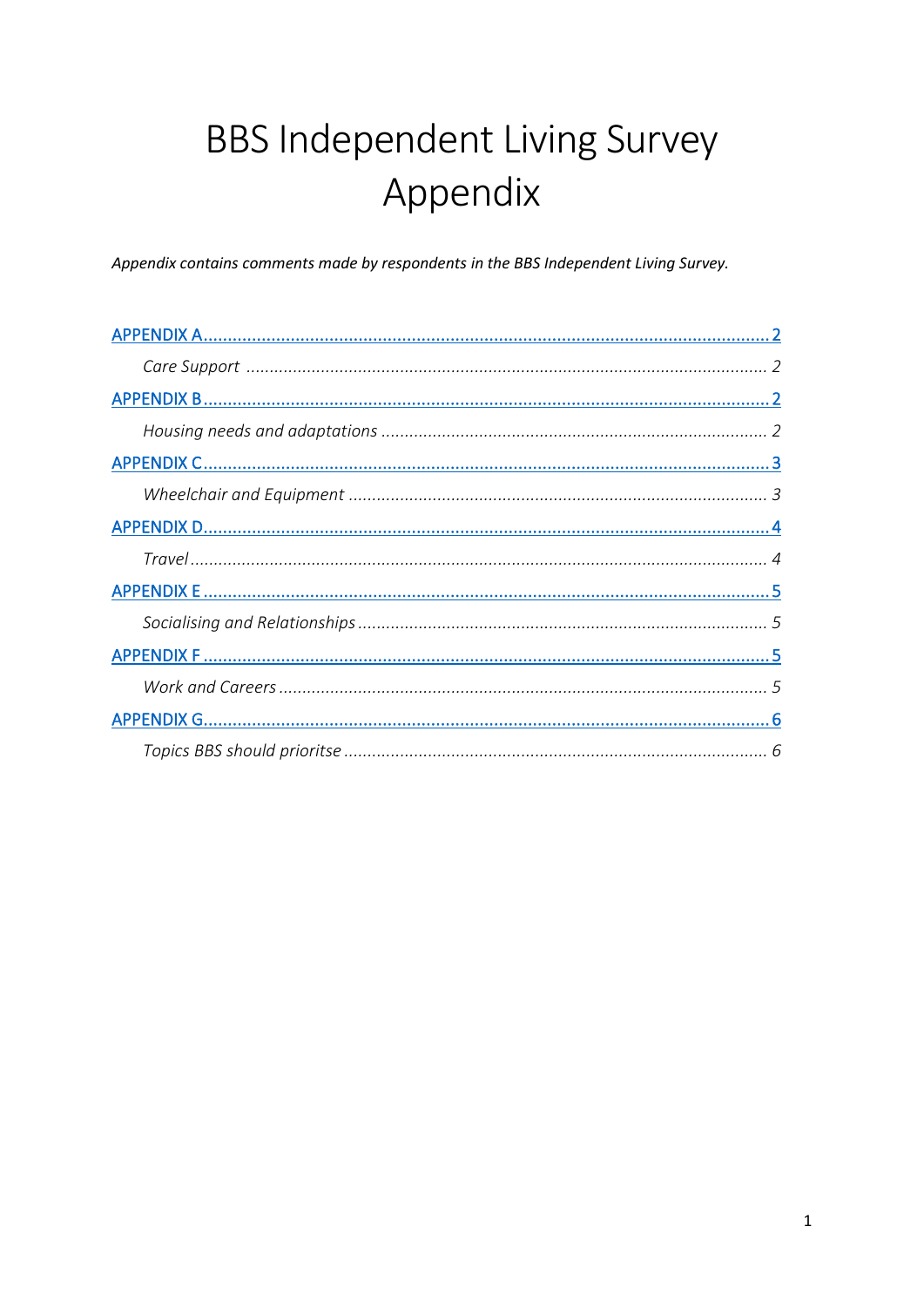# BBS Independent Living Survey Appendix

*Appendix contains comments made by respondents in the BBS Independent Living Survey.*

- APPENDIX A .......... 2
  - *Care Support* .......... 2
- APPENDIX B .......... 2
  - *Housing needs and adaptations* .......... 2
- APPENDIX C .......... 3
  - *Wheelchair and Equipment* .......... 3
- APPENDIX D .......... 4
  - *Travel* .......... 4
- APPENDIX E .......... 5
  - *Socialising and Relationships* .......... 5
- APPENDIX F .......... 5
  - *Work and Careers* .......... 5
- APPENDIX G .......... 6
  - *Topics BBS should prioritse* .......... 6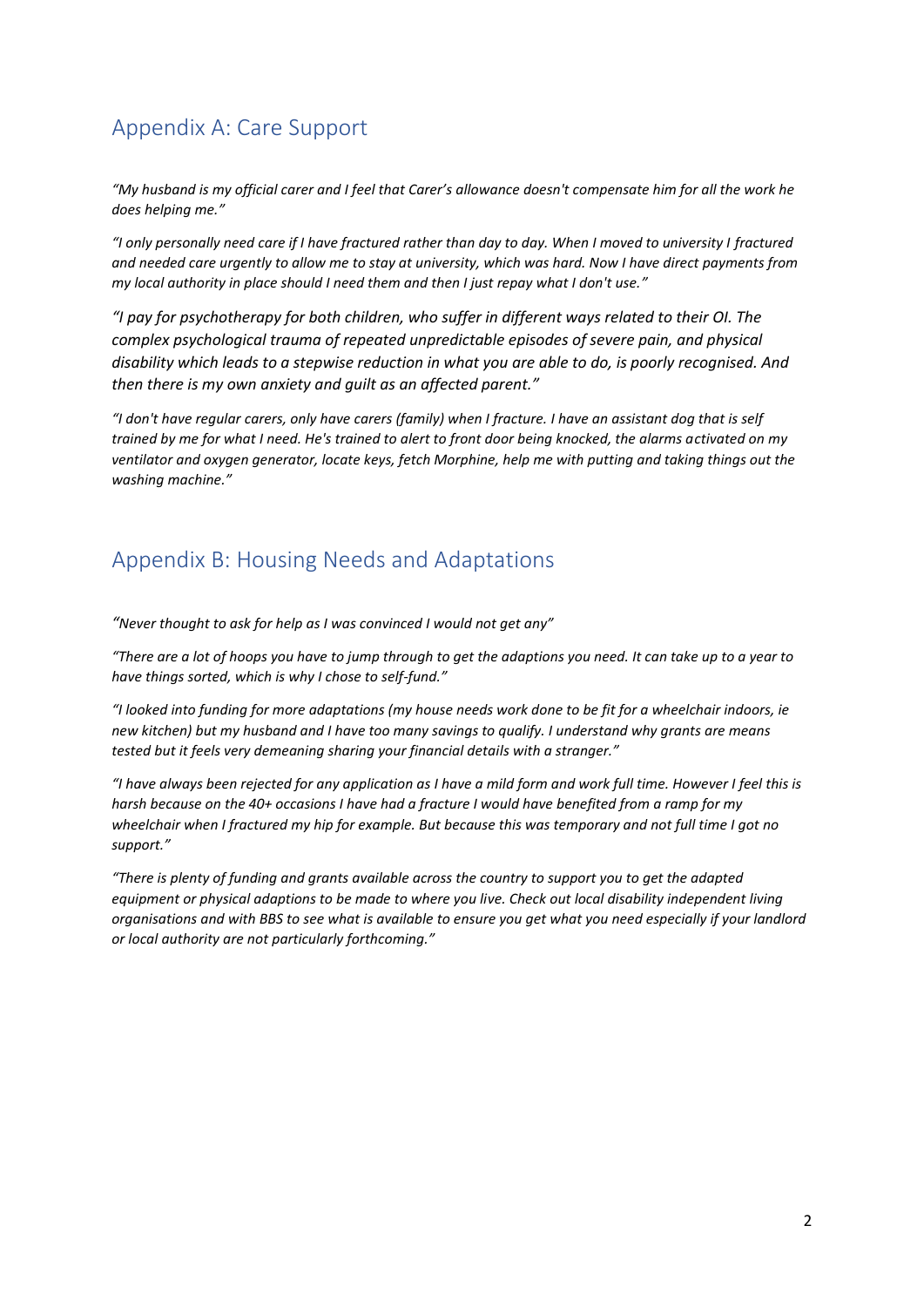## Appendix A: Care Support

*"My husband is my official carer and I feel that Carer's allowance doesn't compensate him for all the work he does helping me."*

*"I only personally need care if I have fractured rather than day to day. When I moved to university I fractured and needed care urgently to allow me to stay at university, which was hard. Now I have direct payments from my local authority in place should I need them and then I just repay what I don't use."*

*"I pay for psychotherapy for both children, who suffer in different ways related to their OI. The complex psychological trauma of repeated unpredictable episodes of severe pain, and physical disability which leads to a stepwise reduction in what you are able to do, is poorly recognised. And then there is my own anxiety and guilt as an affected parent."*

*"I don't have regular carers, only have carers (family) when I fracture. I have an assistant dog that is self trained by me for what I need. He's trained to alert to front door being knocked, the alarms activated on my ventilator and oxygen generator, locate keys, fetch Morphine, help me with putting and taking things out the washing machine."*

## Appendix B: Housing Needs and Adaptations

*"Never thought to ask for help as I was convinced I would not get any"*

*"There are a lot of hoops you have to jump through to get the adaptions you need. It can take up to a year to have things sorted, which is why I chose to self-fund."*

*"I looked into funding for more adaptations (my house needs work done to be fit for a wheelchair indoors, ie new kitchen) but my husband and I have too many savings to qualify. I understand why grants are means tested but it feels very demeaning sharing your financial details with a stranger."*

*"I have always been rejected for any application as I have a mild form and work full time. However I feel this is harsh because on the 40+ occasions I have had a fracture I would have benefited from a ramp for my wheelchair when I fractured my hip for example. But because this was temporary and not full time I got no support."*

*"There is plenty of funding and grants available across the country to support you to get the adapted equipment or physical adaptions to be made to where you live. Check out local disability independent living organisations and with BBS to see what is available to ensure you get what you need especially if your landlord or local authority are not particularly forthcoming."*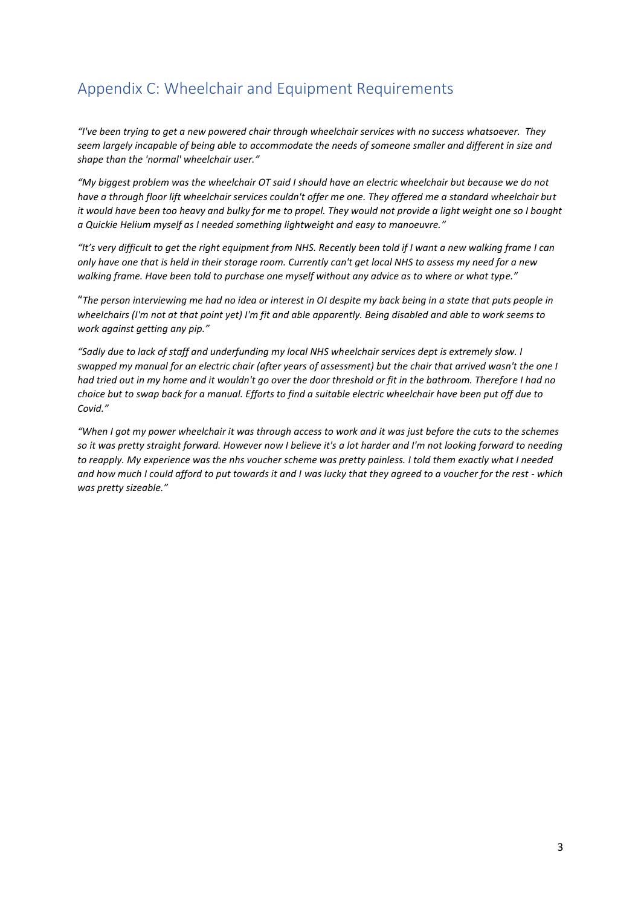## Appendix C: Wheelchair and Equipment Requirements

*"I've been trying to get a new powered chair through wheelchair services with no success whatsoever. They seem largely incapable of being able to accommodate the needs of someone smaller and different in size and shape than the 'normal' wheelchair user."*

*"My biggest problem was the wheelchair OT said I should have an electric wheelchair but because we do not have a through floor lift wheelchair services couldn't offer me one. They offered me a standard wheelchair but it would have been too heavy and bulky for me to propel. They would not provide a light weight one so I bought a Quickie Helium myself as I needed something lightweight and easy to manoeuvre."*

*"It's very difficult to get the right equipment from NHS. Recently been told if I want a new walking frame I can only have one that is held in their storage room. Currently can't get local NHS to assess my need for a new walking frame. Have been told to purchase one myself without any advice as to where or what type."*

"*The person interviewing me had no idea or interest in OI despite my back being in a state that puts people in wheelchairs (I'm not at that point yet) I'm fit and able apparently. Being disabled and able to work seems to work against getting any pip."*

*"Sadly due to lack of staff and underfunding my local NHS wheelchair services dept is extremely slow. I swapped my manual for an electric chair (after years of assessment) but the chair that arrived wasn't the one I had tried out in my home and it wouldn't go over the door threshold or fit in the bathroom. Therefore I had no choice but to swap back for a manual. Efforts to find a suitable electric wheelchair have been put off due to Covid."*

*"When I got my power wheelchair it was through access to work and it was just before the cuts to the schemes so it was pretty straight forward. However now I believe it's a lot harder and I'm not looking forward to needing to reapply. My experience was the nhs voucher scheme was pretty painless. I told them exactly what I needed and how much I could afford to put towards it and I was lucky that they agreed to a voucher for the rest - which was pretty sizeable."*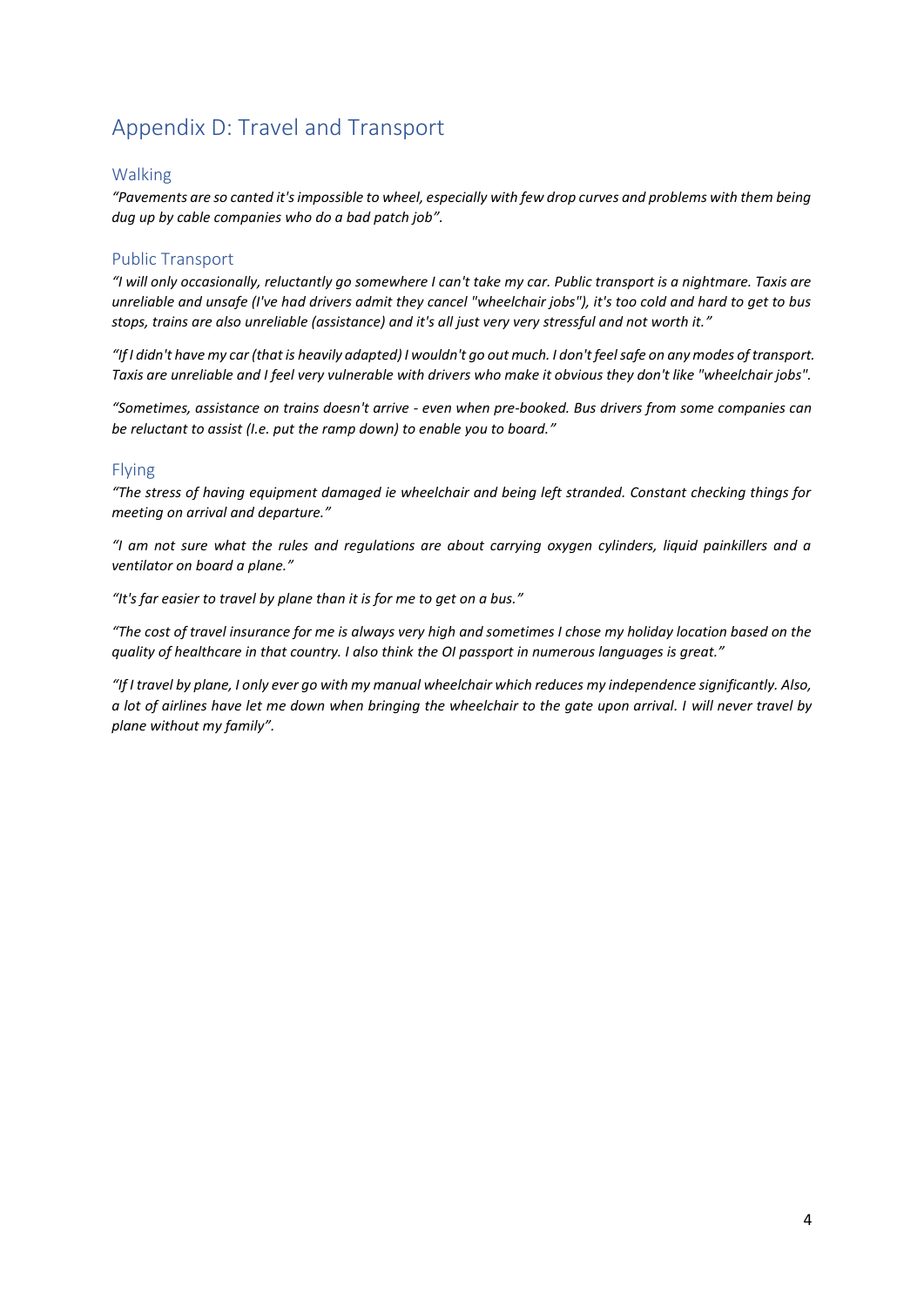# Appendix D: Travel and Transport

## Walking

*"Pavements are so canted it's impossible to wheel, especially with few drop curves and problems with them being dug up by cable companies who do a bad patch job".*

## Public Transport

*"I will only occasionally, reluctantly go somewhere I can't take my car. Public transport is a nightmare. Taxis are unreliable and unsafe (I've had drivers admit they cancel "wheelchair jobs"), it's too cold and hard to get to bus stops, trains are also unreliable (assistance) and it's all just very very stressful and not worth it."*

*"If I didn't have my car (that is heavily adapted) I wouldn't go out much. I don't feel safe on any modes of transport. Taxis are unreliable and I feel very vulnerable with drivers who make it obvious they don't like "wheelchair jobs".*

*"Sometimes, assistance on trains doesn't arrive - even when pre-booked. Bus drivers from some companies can be reluctant to assist (I.e. put the ramp down) to enable you to board."*

## Flying

*"The stress of having equipment damaged ie wheelchair and being left stranded. Constant checking things for meeting on arrival and departure."*

*"I am not sure what the rules and regulations are about carrying oxygen cylinders, liquid painkillers and a ventilator on board a plane."*

*"It's far easier to travel by plane than it is for me to get on a bus."*

*"The cost of travel insurance for me is always very high and sometimes I chose my holiday location based on the quality of healthcare in that country. I also think the OI passport in numerous languages is great."*

*"If I travel by plane, I only ever go with my manual wheelchair which reduces my independence significantly. Also, a lot of airlines have let me down when bringing the wheelchair to the gate upon arrival. I will never travel by plane without my family".*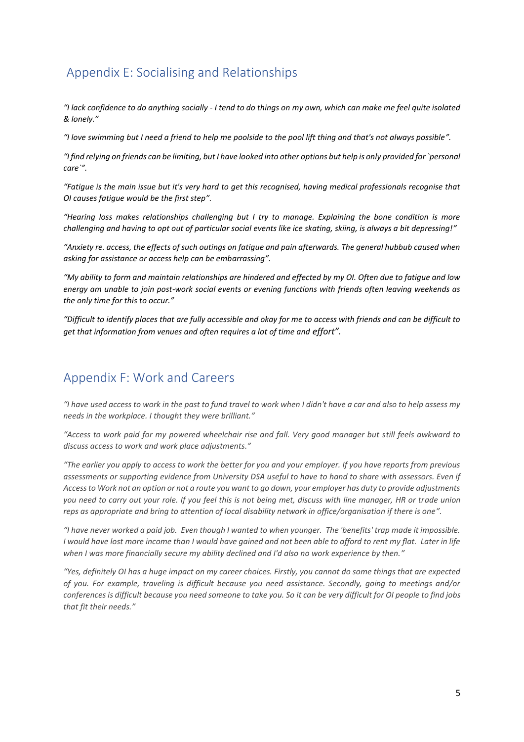## Appendix E: Socialising and Relationships

*"I lack confidence to do anything socially - I tend to do things on my own, which can make me feel quite isolated & lonely."*

*"I love swimming but I need a friend to help me poolside to the pool lift thing and that's not always possible".*

*"I find relying on friends can be limiting, but I have looked into other options but help is only provided for `personal care`".*

*"Fatigue is the main issue but it's very hard to get this recognised, having medical professionals recognise that OI causes fatigue would be the first step".*

*"Hearing loss makes relationships challenging but I try to manage. Explaining the bone condition is more challenging and having to opt out of particular social events like ice skating, skiing, is always a bit depressing!"*

*"Anxiety re. access, the effects of such outings on fatigue and pain afterwards. The general hubbub caused when asking for assistance or access help can be embarrassing".*

*"My ability to form and maintain relationships are hindered and effected by my OI. Often due to fatigue and low energy am unable to join post-work social events or evening functions with friends often leaving weekends as the only time for this to occur."*

*"Difficult to identify places that are fully accessible and okay for me to access with friends and can be difficult to get that information from venues and often requires a lot of time and effort".*

## Appendix F: Work and Careers

*"I have used access to work in the past to fund travel to work when I didn't have a car and also to help assess my needs in the workplace. I thought they were brilliant."*

*"Access to work paid for my powered wheelchair rise and fall. Very good manager but still feels awkward to discuss access to work and work place adjustments."*

*"The earlier you apply to access to work the better for you and your employer. If you have reports from previous assessments or supporting evidence from University DSA useful to have to hand to share with assessors. Even if Access to Work not an option or not a route you want to go down, your employer has duty to provide adjustments you need to carry out your role. If you feel this is not being met, discuss with line manager, HR or trade union reps as appropriate and bring to attention of local disability network in office/organisation if there is one".*

*"I have never worked a paid job. Even though I wanted to when younger. The 'benefits' trap made it impossible. I would have lost more income than I would have gained and not been able to afford to rent my flat. Later in life when I was more financially secure my ability declined and I'd also no work experience by then."*

*"Yes, definitely OI has a huge impact on my career choices. Firstly, you cannot do some things that are expected of you. For example, traveling is difficult because you need assistance. Secondly, going to meetings and/or conferences is difficult because you need someone to take you. So it can be very difficult for OI people to find jobs that fit their needs."*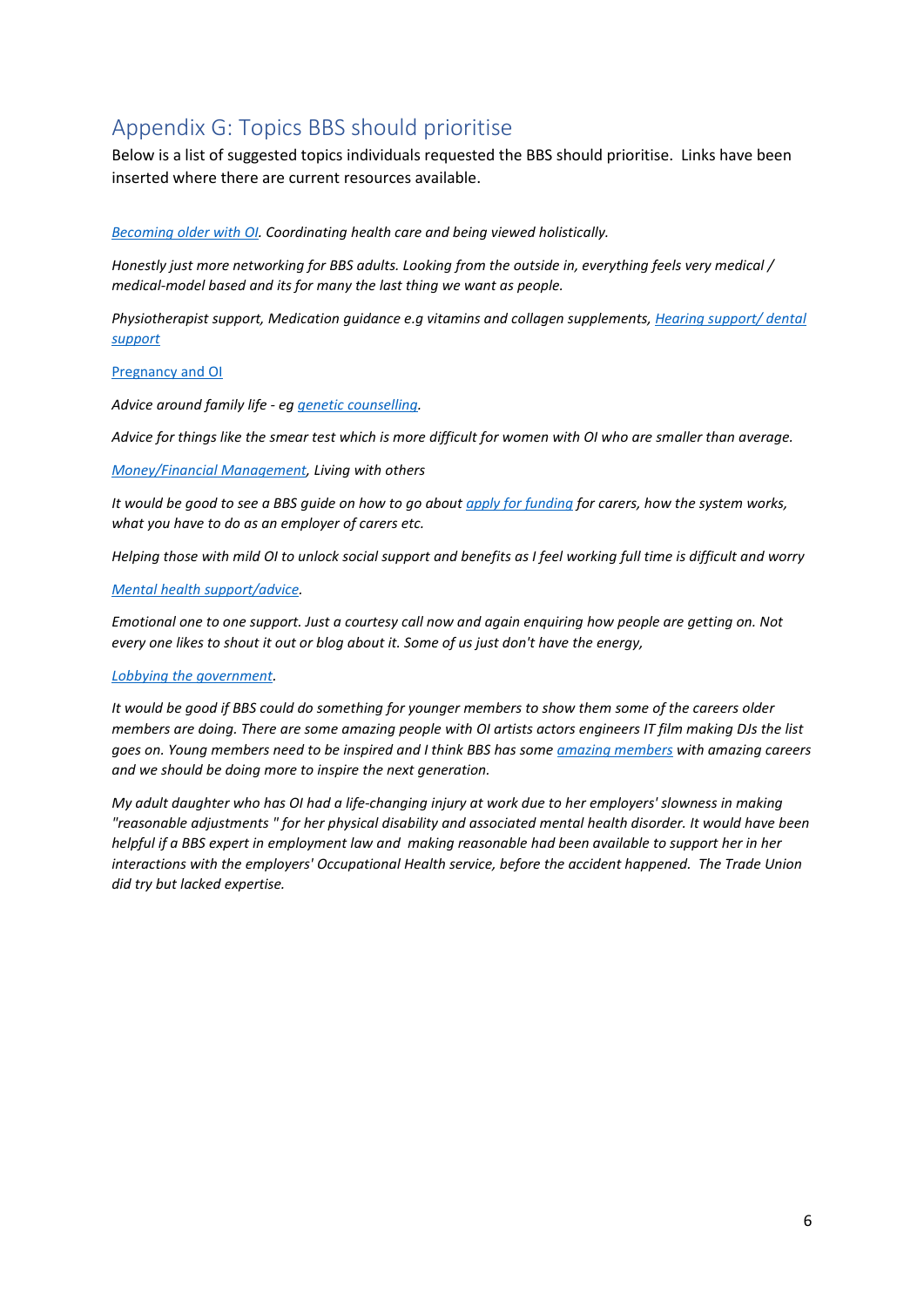## Appendix G: Topics BBS should prioritise

Below is a list of suggested topics individuals requested the BBS should prioritise. Links have been inserted where there are current resources available.

*Becoming older with OI. Coordinating health care and being viewed holistically.*

*Honestly just more networking for BBS adults. Looking from the outside in, everything feels very medical / medical-model based and its for many the last thing we want as people.*

*Physiotherapist support, Medication guidance e.g vitamins and collagen supplements, Hearing support/ dental support*

Pregnancy and OI

*Advice around family life - eg genetic counselling.*

*Advice for things like the smear test which is more difficult for women with OI who are smaller than average.*

*Money/Financial Management, Living with others*

*It would be good to see a BBS guide on how to go about apply for funding for carers, how the system works, what you have to do as an employer of carers etc.*

*Helping those with mild OI to unlock social support and benefits as I feel working full time is difficult and worry*

*Mental health support/advice.*

*Emotional one to one support. Just a courtesy call now and again enquiring how people are getting on. Not every one likes to shout it out or blog about it. Some of us just don't have the energy,*

*Lobbying the government.*

*It would be good if BBS could do something for younger members to show them some of the careers older members are doing. There are some amazing people with OI artists actors engineers IT film making DJs the list goes on. Young members need to be inspired and I think BBS has some amazing members with amazing careers and we should be doing more to inspire the next generation.*

*My adult daughter who has OI had a life-changing injury at work due to her employers' slowness in making "reasonable adjustments " for her physical disability and associated mental health disorder. It would have been helpful if a BBS expert in employment law and making reasonable had been available to support her in her interactions with the employers' Occupational Health service, before the accident happened. The Trade Union did try but lacked expertise.*